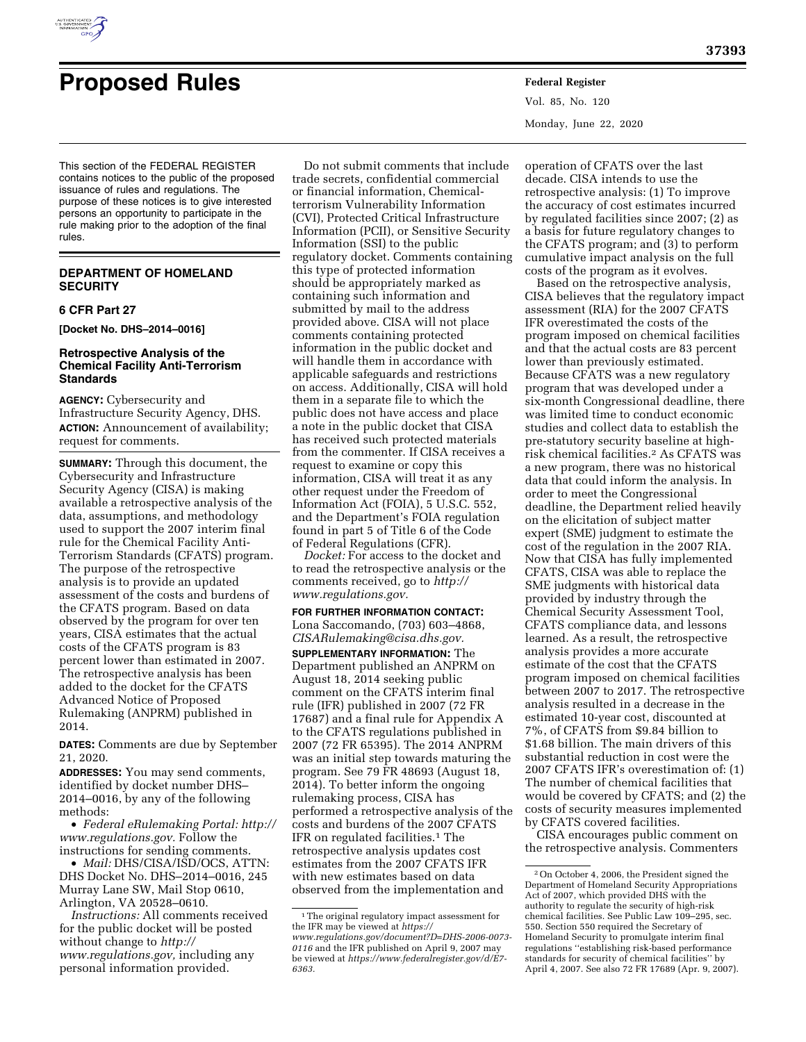# Proposed Rules

This section of the FEDERAL REGISTER contains notices to the public of the proposed issuance of rules and regulations. The purpose of these notices is to give interested persons an opportunity to participate in the rule making prior to the adoption of the final rules.

## DEPARTMENT OF HOMELAND SECURITY

### 6 CFR Part 27

**[Docket No. DHS–2014–0016]**

### Retrospective Analysis of the Chemical Facility Anti-Terrorism Standards

**AGENCY:** Cybersecurity and Infrastructure Security Agency, DHS.

**ACTION:** Announcement of availability; request for comments.

**SUMMARY:** Through this document, the Cybersecurity and Infrastructure Security Agency (CISA) is making available a retrospective analysis of the data, assumptions, and methodology used to support the 2007 interim final rule for the Chemical Facility Anti-Terrorism Standards (CFATS) program. The purpose of the retrospective analysis is to provide an updated assessment of the costs and burdens of the CFATS program. Based on data observed by the program for over ten years, CISA estimates that the actual costs of the CFATS program is 83 percent lower than estimated in 2007. The retrospective analysis has been added to the docket for the CFATS Advanced Notice of Proposed Rulemaking (ANPRM) published in 2014.

**DATES:** Comments are due by September 21, 2020.

**ADDRESSES:** You may send comments, identified by docket number DHS–2014–0016, by any of the following methods:

- *Federal eRulemaking Portal: http://www.regulations.gov.* Follow the instructions for sending comments.
- *Mail:* DHS/CISA/ISD/OCS, ATTN: DHS Docket No. DHS–2014–0016, 245 Murray Lane SW, Mail Stop 0610, Arlington, VA 20528–0610.

*Instructions:* All comments received for the public docket will be posted without change to *http://www.regulations.gov,* including any personal information provided.

Do not submit comments that include trade secrets, confidential commercial or financial information, Chemical-terrorism Vulnerability Information (CVI), Protected Critical Infrastructure Information (PCII), or Sensitive Security Information (SSI) to the public regulatory docket. Comments containing this type of protected information should be appropriately marked as containing such information and submitted by mail to the address provided above. CISA will not place comments containing protected information in the public docket and will handle them in accordance with applicable safeguards and restrictions on access. Additionally, CISA will hold them in a separate file to which the public does not have access and place a note in the public docket that CISA has received such protected materials from the commenter. If CISA receives a request to examine or copy this information, CISA will treat it as any other request under the Freedom of Information Act (FOIA), 5 U.S.C. 552, and the Department's FOIA regulation found in part 5 of Title 6 of the Code of Federal Regulations (CFR).

*Docket:* For access to the docket and to read the retrospective analysis or the comments received, go to *http://www.regulations.gov.*

**FOR FURTHER INFORMATION CONTACT:** Lona Saccomando, (703) 603–4868, *CISARulemaking@cisa.dhs.gov.*

**SUPPLEMENTARY INFORMATION:** The Department published an ANPRM on August 18, 2014 seeking public comment on the CFATS interim final rule (IFR) published in 2007 (72 FR 17687) and a final rule for Appendix A to the CFATS regulations published in 2007 (72 FR 65395). The 2014 ANPRM was an initial step towards maturing the program. See 79 FR 48693 (August 18, 2014). To better inform the ongoing rulemaking process, CISA has performed a retrospective analysis of the costs and burdens of the 2007 CFATS IFR on regulated facilities.[1] The retrospective analysis updates cost estimates from the 2007 CFATS IFR with new estimates based on data observed from the implementation and operation of CFATS over the last decade. CISA intends to use the retrospective analysis: (1) To improve the accuracy of cost estimates incurred by regulated facilities since 2007; (2) as a basis for future regulatory changes to the CFATS program; and (3) to perform cumulative impact analysis on the full costs of the program as it evolves.

Based on the retrospective analysis, CISA believes that the regulatory impact assessment (RIA) for the 2007 CFATS IFR overestimated the costs of the program imposed on chemical facilities and that the actual costs are 83 percent lower than previously estimated. Because CFATS was a new regulatory program that was developed under a six-month Congressional deadline, there was limited time to conduct economic studies and collect data to establish the pre-statutory security baseline at high-risk chemical facilities.[2] As CFATS was a new program, there was no historical data that could inform the analysis. In order to meet the Congressional deadline, the Department relied heavily on the elicitation of subject matter expert (SME) judgment to estimate the cost of the regulation in the 2007 RIA. Now that CISA has fully implemented CFATS, CISA was able to replace the SME judgments with historical data provided by industry through the Chemical Security Assessment Tool, CFATS compliance data, and lessons learned. As a result, the retrospective analysis provides a more accurate estimate of the cost that the CFATS program imposed on chemical facilities between 2007 to 2017. The retrospective analysis resulted in a decrease in the estimated 10-year cost, discounted at 7%, of CFATS from $9.84 billion to $1.68 billion. The main drivers of this substantial reduction in cost were the 2007 CFATS IFR's overestimation of: (1) The number of chemical facilities that would be covered by CFATS; and (2) the costs of security measures implemented by CFATS covered facilities.

CISA encourages public comment on the retrospective analysis. Commenters

---

[1] The original regulatory impact assessment for the IFR may be viewed at *https://www.regulations.gov/document?D=DHS-2006-0073-0116* and the IFR published on April 9, 2007 may be viewed at *https://www.federalregister.gov/d/E7-6363.*

[2] On October 4, 2006, the President signed the Department of Homeland Security Appropriations Act of 2007, which provided DHS with the authority to regulate the security of high-risk chemical facilities. See Public Law 109–295, sec. 550. Section 550 required the Secretary of Homeland Security to promulgate interim final regulations ''establishing risk-based performance standards for security of chemical facilities'' by April 4, 2007. See also 72 FR 17689 (Apr. 9, 2007).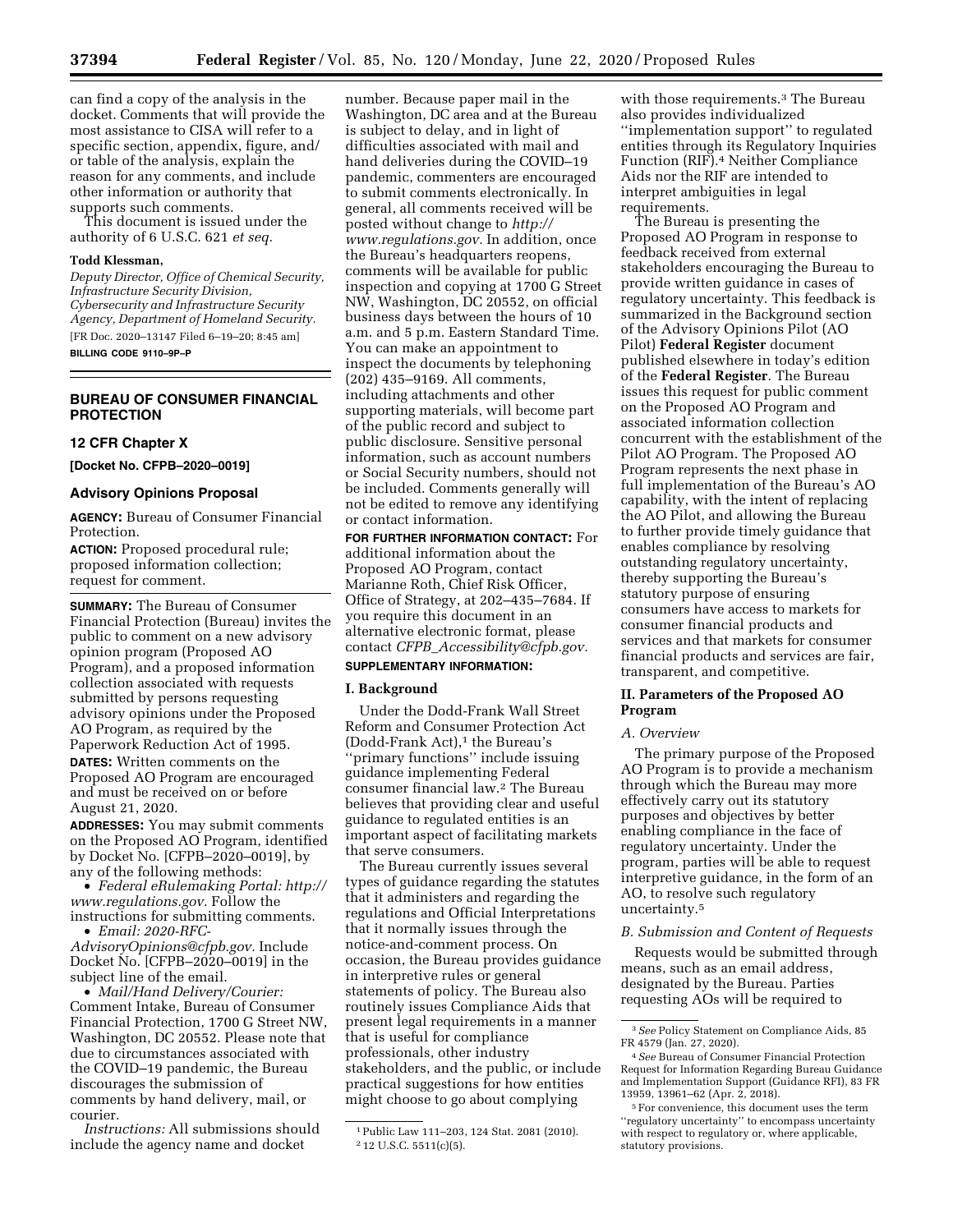can find a copy of the analysis in the docket. Comments that will provide the most assistance to CISA will refer to a specific section, appendix, figure, and/or table of the analysis, explain the reason for any comments, and include other information or authority that supports such comments.

This document is issued under the authority of 6 U.S.C. 621 *et seq.*

**Todd Klessman,**

*Deputy Director, Office of Chemical Security, Infrastructure Security Division, Cybersecurity and Infrastructure Security Agency, Department of Homeland Security.*

[FR Doc. 2020–13147 Filed 6–19–20; 8:45 am]

**BILLING CODE 9110–9P–P**

## BUREAU OF CONSUMER FINANCIAL PROTECTION

### 12 CFR Chapter X

**[Docket No. CFPB–2020–0019]**

### Advisory Opinions Proposal

**AGENCY:** Bureau of Consumer Financial Protection.

**ACTION:** Proposed procedural rule; proposed information collection; request for comment.

**SUMMARY:** The Bureau of Consumer Financial Protection (Bureau) invites the public to comment on a new advisory opinion program (Proposed AO Program), and a proposed information collection associated with requests submitted by persons requesting advisory opinions under the Proposed AO Program, as required by the Paperwork Reduction Act of 1995.

**DATES:** Written comments on the Proposed AO Program are encouraged and must be received on or before August 21, 2020.

**ADDRESSES:** You may submit comments on the Proposed AO Program, identified by Docket No. [CFPB–2020–0019], by any of the following methods:

- *Federal eRulemaking Portal: http://www.regulations.gov.* Follow the instructions for submitting comments.
- *Email: 2020-RFC-AdvisoryOpinions@cfpb.gov.* Include Docket No. [CFPB–2020–0019] in the subject line of the email.
- *Mail/Hand Delivery/Courier:* Comment Intake, Bureau of Consumer Financial Protection, 1700 G Street NW, Washington, DC 20552. Please note that due to circumstances associated with the COVID–19 pandemic, the Bureau discourages the submission of comments by hand delivery, mail, or courier.

*Instructions:* All submissions should include the agency name and docket number. Because paper mail in the Washington, DC area and at the Bureau is subject to delay, and in light of difficulties associated with mail and hand deliveries during the COVID–19 pandemic, commenters are encouraged to submit comments electronically. In general, all comments received will be posted without change to *http://www.regulations.gov.* In addition, once the Bureau's headquarters reopens, comments will be available for public inspection and copying at 1700 G Street NW, Washington, DC 20552, on official business days between the hours of 10 a.m. and 5 p.m. Eastern Standard Time. You can make an appointment to inspect the documents by telephoning (202) 435–9169. All comments, including attachments and other supporting materials, will become part of the public record and subject to public disclosure. Sensitive personal information, such as account numbers or Social Security numbers, should not be included. Comments generally will not be edited to remove any identifying or contact information.

**FOR FURTHER INFORMATION CONTACT:** For additional information about the Proposed AO Program, contact Marianne Roth, Chief Risk Officer, Office of Strategy, at 202–435–7684. If you require this document in an alternative electronic format, please contact *CFPB_Accessibility@cfpb.gov.*

**SUPPLEMENTARY INFORMATION:**

### I. Background

Under the Dodd-Frank Wall Street Reform and Consumer Protection Act (Dodd-Frank Act),[1] the Bureau's ''primary functions'' include issuing guidance implementing Federal consumer financial law.[2] The Bureau believes that providing clear and useful guidance to regulated entities is an important aspect of facilitating markets that serve consumers.

The Bureau currently issues several types of guidance regarding the statutes that it administers and regarding the regulations and Official Interpretations that it normally issues through the notice-and-comment process. On occasion, the Bureau provides guidance in interpretive rules or general statements of policy. The Bureau also routinely issues Compliance Aids that present legal requirements in a manner that is useful for compliance professionals, other industry stakeholders, and the public, or include practical suggestions for how entities might choose to go about complying with those requirements.[3] The Bureau also provides individualized ''implementation support'' to regulated entities through its Regulatory Inquiries Function (RIF).[4] Neither Compliance Aids nor the RIF are intended to interpret ambiguities in legal requirements.

The Bureau is presenting the Proposed AO Program in response to feedback received from external stakeholders encouraging the Bureau to provide written guidance in cases of regulatory uncertainty. This feedback is summarized in the Background section of the Advisory Opinions Pilot (AO Pilot) **Federal Register** document published elsewhere in today's edition of the **Federal Register**. The Bureau issues this request for public comment on the Proposed AO Program and associated information collection concurrent with the establishment of the Pilot AO Program. The Proposed AO Program represents the next phase in full implementation of the Bureau's AO capability, with the intent of replacing the AO Pilot, and allowing the Bureau to further provide timely guidance that enables compliance by resolving outstanding regulatory uncertainty, thereby supporting the Bureau's statutory purpose of ensuring consumers have access to markets for consumer financial products and services and that markets for consumer financial products and services are fair, transparent, and competitive.

### II. Parameters of the Proposed AO Program

#### *A. Overview*

The primary purpose of the Proposed AO Program is to provide a mechanism through which the Bureau may more effectively carry out its statutory purposes and objectives by better enabling compliance in the face of regulatory uncertainty. Under the program, parties will be able to request interpretive guidance, in the form of an AO, to resolve such regulatory uncertainty.[5]

#### *B. Submission and Content of Requests*

Requests would be submitted through means, such as an email address, designated by the Bureau. Parties requesting AOs will be required to

---

[1] Public Law 111–203, 124 Stat. 2081 (2010).

[2] 12 U.S.C. 5511(c)(5).

[3] *See* Policy Statement on Compliance Aids, 85 FR 4579 (Jan. 27, 2020).

[4] *See* Bureau of Consumer Financial Protection Request for Information Regarding Bureau Guidance and Implementation Support (Guidance RFI), 83 FR 13959, 13961–62 (Apr. 2, 2018).

[5] For convenience, this document uses the term ''regulatory uncertainty'' to encompass uncertainty with respect to regulatory or, where applicable, statutory provisions.